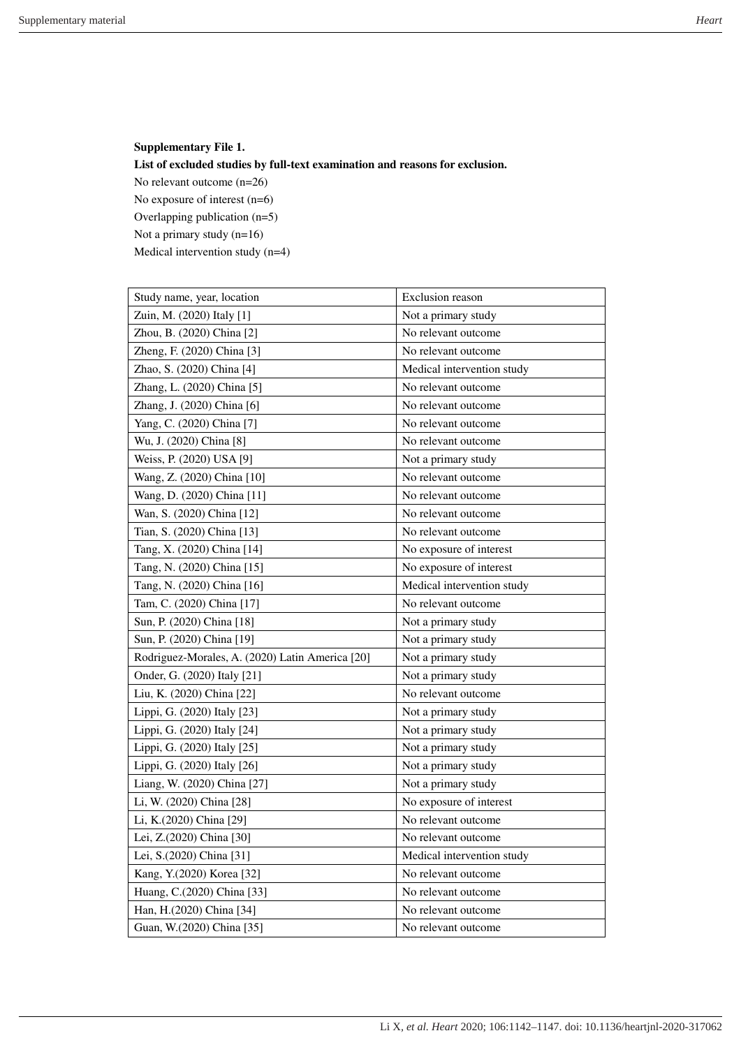**Supplementary File 1.**

**List of excluded studies by full-text examination and reasons for exclusion.**

No relevant outcome (n=26)

No exposure of interest (n=6)

Overlapping publication (n=5)

Not a primary study (n=16)

Medical intervention study (n=4)

| Study name, year, location | Exclusion reason |
|---|---|
| Zuin, M. (2020) Italy [1] | Not a primary study |
| Zhou, B. (2020) China [2] | No relevant outcome |
| Zheng, F. (2020) China [3] | No relevant outcome |
| Zhao, S. (2020) China [4] | Medical intervention study |
| Zhang, L. (2020) China [5] | No relevant outcome |
| Zhang, J. (2020) China [6] | No relevant outcome |
| Yang, C. (2020) China [7] | No relevant outcome |
| Wu, J. (2020) China [8] | No relevant outcome |
| Weiss, P. (2020) USA [9] | Not a primary study |
| Wang, Z. (2020) China [10] | No relevant outcome |
| Wang, D. (2020) China [11] | No relevant outcome |
| Wan, S. (2020) China [12] | No relevant outcome |
| Tian, S. (2020) China [13] | No relevant outcome |
| Tang, X. (2020) China [14] | No exposure of interest |
| Tang, N. (2020) China [15] | No exposure of interest |
| Tang, N. (2020) China [16] | Medical intervention study |
| Tam, C. (2020) China [17] | No relevant outcome |
| Sun, P. (2020) China [18] | Not a primary study |
| Sun, P. (2020) China [19] | Not a primary study |
| Rodriguez-Morales, A. (2020) Latin America [20] | Not a primary study |
| Onder, G. (2020) Italy [21] | Not a primary study |
| Liu, K. (2020) China [22] | No relevant outcome |
| Lippi, G. (2020) Italy [23] | Not a primary study |
| Lippi, G. (2020) Italy [24] | Not a primary study |
| Lippi, G. (2020) Italy [25] | Not a primary study |
| Lippi, G. (2020) Italy [26] | Not a primary study |
| Liang, W. (2020) China [27] | Not a primary study |
| Li, W. (2020) China [28] | No exposure of interest |
| Li, K.(2020) China [29] | No relevant outcome |
| Lei, Z.(2020) China [30] | No relevant outcome |
| Lei, S.(2020) China [31] | Medical intervention study |
| Kang, Y.(2020) Korea [32] | No relevant outcome |
| Huang, C.(2020) China [33] | No relevant outcome |
| Han, H.(2020) China [34] | No relevant outcome |
| Guan, W.(2020) China [35] | No relevant outcome |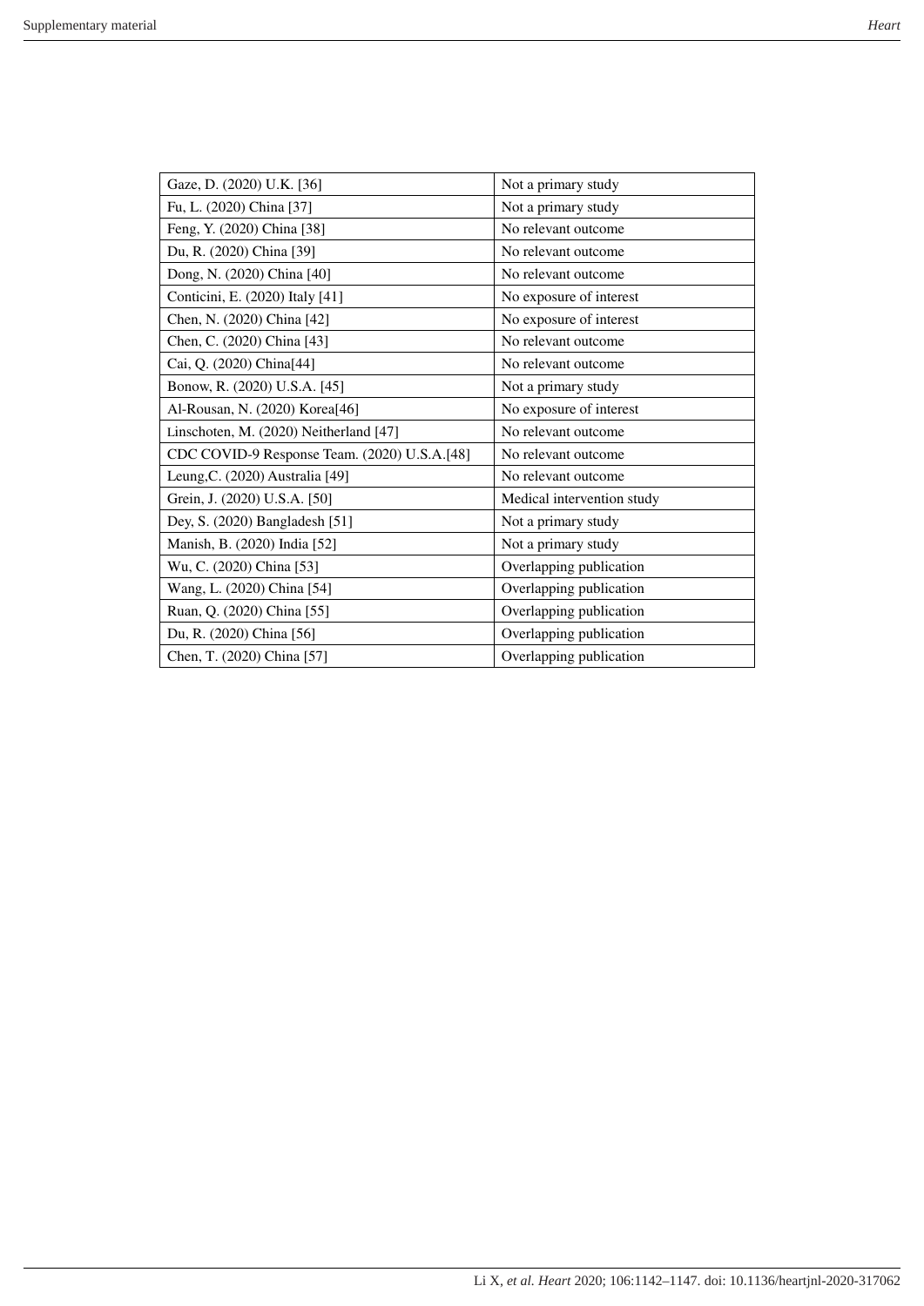| | |
|---|---|
| Gaze, D. (2020) U.K. [36] | Not a primary study |
| Fu, L. (2020) China [37] | Not a primary study |
| Feng, Y. (2020) China [38] | No relevant outcome |
| Du, R. (2020) China [39] | No relevant outcome |
| Dong, N. (2020) China [40] | No relevant outcome |
| Conticini, E. (2020) Italy [41] | No exposure of interest |
| Chen, N. (2020) China [42] | No exposure of interest |
| Chen, C. (2020) China [43] | No relevant outcome |
| Cai, Q. (2020) China[44] | No relevant outcome |
| Bonow, R. (2020) U.S.A. [45] | Not a primary study |
| Al-Rousan, N. (2020) Korea[46] | No exposure of interest |
| Linschoten, M. (2020) Neitherland [47] | No relevant outcome |
| CDC COVID-9 Response Team. (2020) U.S.A.[48] | No relevant outcome |
| Leung,C. (2020) Australia [49] | No relevant outcome |
| Grein, J. (2020) U.S.A. [50] | Medical intervention study |
| Dey, S. (2020) Bangladesh [51] | Not a primary study |
| Manish, B. (2020) India [52] | Not a primary study |
| Wu, C. (2020) China [53] | Overlapping publication |
| Wang, L. (2020) China [54] | Overlapping publication |
| Ruan, Q. (2020) China [55] | Overlapping publication |
| Du, R. (2020) China [56] | Overlapping publication |
| Chen, T. (2020) China [57] | Overlapping publication |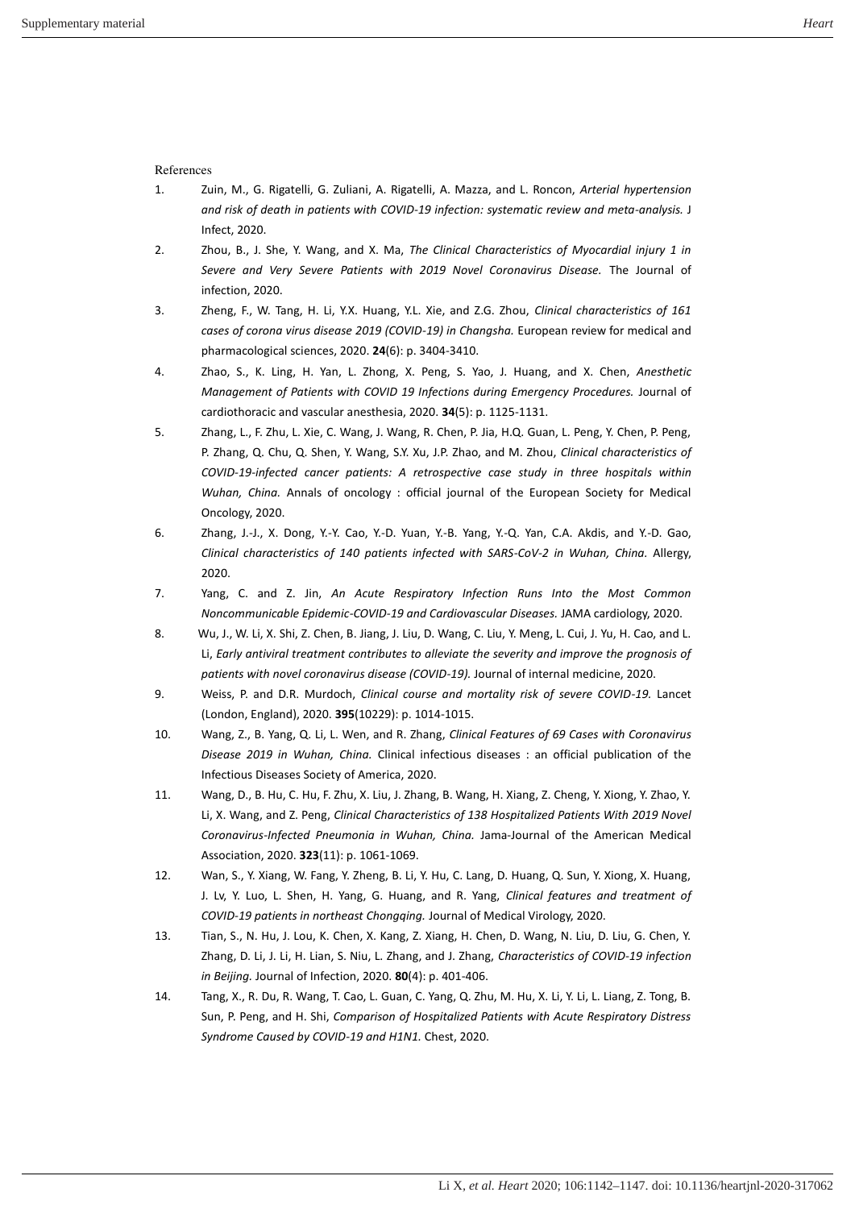References

1. Zuin, M., G. Rigatelli, G. Zuliani, A. Rigatelli, A. Mazza, and L. Roncon, *Arterial hypertension and risk of death in patients with COVID-19 infection: systematic review and meta-analysis.* J Infect, 2020.
2. Zhou, B., J. She, Y. Wang, and X. Ma, *The Clinical Characteristics of Myocardial injury 1 in Severe and Very Severe Patients with 2019 Novel Coronavirus Disease.* The Journal of infection, 2020.
3. Zheng, F., W. Tang, H. Li, Y.X. Huang, Y.L. Xie, and Z.G. Zhou, *Clinical characteristics of 161 cases of corona virus disease 2019 (COVID-19) in Changsha.* European review for medical and pharmacological sciences, 2020. **24**(6): p. 3404-3410.
4. Zhao, S., K. Ling, H. Yan, L. Zhong, X. Peng, S. Yao, J. Huang, and X. Chen, *Anesthetic Management of Patients with COVID 19 Infections during Emergency Procedures.* Journal of cardiothoracic and vascular anesthesia, 2020. **34**(5): p. 1125-1131.
5. Zhang, L., F. Zhu, L. Xie, C. Wang, J. Wang, R. Chen, P. Jia, H.Q. Guan, L. Peng, Y. Chen, P. Peng, P. Zhang, Q. Chu, Q. Shen, Y. Wang, S.Y. Xu, J.P. Zhao, and M. Zhou, *Clinical characteristics of COVID-19-infected cancer patients: A retrospective case study in three hospitals within Wuhan, China.* Annals of oncology : official journal of the European Society for Medical Oncology, 2020.
6. Zhang, J.-J., X. Dong, Y.-Y. Cao, Y.-D. Yuan, Y.-B. Yang, Y.-Q. Yan, C.A. Akdis, and Y.-D. Gao, *Clinical characteristics of 140 patients infected with SARS-CoV-2 in Wuhan, China.* Allergy, 2020.
7. Yang, C. and Z. Jin, *An Acute Respiratory Infection Runs Into the Most Common Noncommunicable Epidemic-COVID-19 and Cardiovascular Diseases.* JAMA cardiology, 2020.
8. Wu, J., W. Li, X. Shi, Z. Chen, B. Jiang, J. Liu, D. Wang, C. Liu, Y. Meng, L. Cui, J. Yu, H. Cao, and L. Li, *Early antiviral treatment contributes to alleviate the severity and improve the prognosis of patients with novel coronavirus disease (COVID-19).* Journal of internal medicine, 2020.
9. Weiss, P. and D.R. Murdoch, *Clinical course and mortality risk of severe COVID-19.* Lancet (London, England), 2020. **395**(10229): p. 1014-1015.
10. Wang, Z., B. Yang, Q. Li, L. Wen, and R. Zhang, *Clinical Features of 69 Cases with Coronavirus Disease 2019 in Wuhan, China.* Clinical infectious diseases : an official publication of the Infectious Diseases Society of America, 2020.
11. Wang, D., B. Hu, C. Hu, F. Zhu, X. Liu, J. Zhang, B. Wang, H. Xiang, Z. Cheng, Y. Xiong, Y. Zhao, Y. Li, X. Wang, and Z. Peng, *Clinical Characteristics of 138 Hospitalized Patients With 2019 Novel Coronavirus-Infected Pneumonia in Wuhan, China.* Jama-Journal of the American Medical Association, 2020. **323**(11): p. 1061-1069.
12. Wan, S., Y. Xiang, W. Fang, Y. Zheng, B. Li, Y. Hu, C. Lang, D. Huang, Q. Sun, Y. Xiong, X. Huang, J. Lv, Y. Luo, L. Shen, H. Yang, G. Huang, and R. Yang, *Clinical features and treatment of COVID-19 patients in northeast Chongqing.* Journal of Medical Virology, 2020.
13. Tian, S., N. Hu, J. Lou, K. Chen, X. Kang, Z. Xiang, H. Chen, D. Wang, N. Liu, D. Liu, G. Chen, Y. Zhang, D. Li, J. Li, H. Lian, S. Niu, L. Zhang, and J. Zhang, *Characteristics of COVID-19 infection in Beijing.* Journal of Infection, 2020. **80**(4): p. 401-406.
14. Tang, X., R. Du, R. Wang, T. Cao, L. Guan, C. Yang, Q. Zhu, M. Hu, X. Li, Y. Li, L. Liang, Z. Tong, B. Sun, P. Peng, and H. Shi, *Comparison of Hospitalized Patients with Acute Respiratory Distress Syndrome Caused by COVID-19 and H1N1.* Chest, 2020.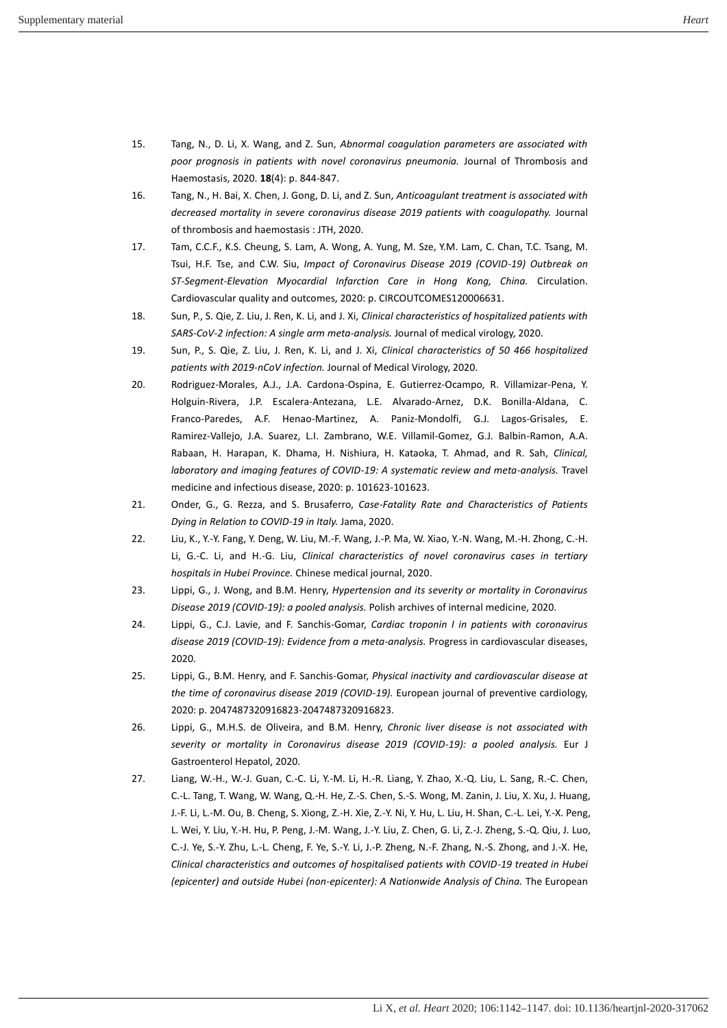15. Tang, N., D. Li, X. Wang, and Z. Sun, *Abnormal coagulation parameters are associated with poor prognosis in patients with novel coronavirus pneumonia.* Journal of Thrombosis and Haemostasis, 2020. **18**(4): p. 844-847.
16. Tang, N., H. Bai, X. Chen, J. Gong, D. Li, and Z. Sun, *Anticoagulant treatment is associated with decreased mortality in severe coronavirus disease 2019 patients with coagulopathy.* Journal of thrombosis and haemostasis : JTH, 2020.
17. Tam, C.C.F., K.S. Cheung, S. Lam, A. Wong, A. Yung, M. Sze, Y.M. Lam, C. Chan, T.C. Tsang, M. Tsui, H.F. Tse, and C.W. Siu, *Impact of Coronavirus Disease 2019 (COVID-19) Outbreak on ST-Segment-Elevation Myocardial Infarction Care in Hong Kong, China.* Circulation. Cardiovascular quality and outcomes, 2020: p. CIRCOUTCOMES120006631.
18. Sun, P., S. Qie, Z. Liu, J. Ren, K. Li, and J. Xi, *Clinical characteristics of hospitalized patients with SARS-CoV-2 infection: A single arm meta-analysis.* Journal of medical virology, 2020.
19. Sun, P., S. Qie, Z. Liu, J. Ren, K. Li, and J. Xi, *Clinical characteristics of 50 466 hospitalized patients with 2019-nCoV infection.* Journal of Medical Virology, 2020.
20. Rodriguez-Morales, A.J., J.A. Cardona-Ospina, E. Gutierrez-Ocampo, R. Villamizar-Pena, Y. Holguin-Rivera, J.P. Escalera-Antezana, L.E. Alvarado-Arnez, D.K. Bonilla-Aldana, C. Franco-Paredes, A.F. Henao-Martinez, A. Paniz-Mondolfi, G.J. Lagos-Grisales, E. Ramirez-Vallejo, J.A. Suarez, L.I. Zambrano, W.E. Villamil-Gomez, G.J. Balbin-Ramon, A.A. Rabaan, H. Harapan, K. Dhama, H. Nishiura, H. Kataoka, T. Ahmad, and R. Sah, *Clinical, laboratory and imaging features of COVID-19: A systematic review and meta-analysis.* Travel medicine and infectious disease, 2020: p. 101623-101623.
21. Onder, G., G. Rezza, and S. Brusaferro, *Case-Fatality Rate and Characteristics of Patients Dying in Relation to COVID-19 in Italy.* Jama, 2020.
22. Liu, K., Y.-Y. Fang, Y. Deng, W. Liu, M.-F. Wang, J.-P. Ma, W. Xiao, Y.-N. Wang, M.-H. Zhong, C.-H. Li, G.-C. Li, and H.-G. Liu, *Clinical characteristics of novel coronavirus cases in tertiary hospitals in Hubei Province.* Chinese medical journal, 2020.
23. Lippi, G., J. Wong, and B.M. Henry, *Hypertension and its severity or mortality in Coronavirus Disease 2019 (COVID-19): a pooled analysis.* Polish archives of internal medicine, 2020.
24. Lippi, G., C.J. Lavie, and F. Sanchis-Gomar, *Cardiac troponin I in patients with coronavirus disease 2019 (COVID-19): Evidence from a meta-analysis.* Progress in cardiovascular diseases, 2020.
25. Lippi, G., B.M. Henry, and F. Sanchis-Gomar, *Physical inactivity and cardiovascular disease at the time of coronavirus disease 2019 (COVID-19).* European journal of preventive cardiology, 2020: p. 2047487320916823-2047487320916823.
26. Lippi, G., M.H.S. de Oliveira, and B.M. Henry, *Chronic liver disease is not associated with severity or mortality in Coronavirus disease 2019 (COVID-19): a pooled analysis.* Eur J Gastroenterol Hepatol, 2020.
27. Liang, W.-H., W.-J. Guan, C.-C. Li, Y.-M. Li, H.-R. Liang, Y. Zhao, X.-Q. Liu, L. Sang, R.-C. Chen, C.-L. Tang, T. Wang, W. Wang, Q.-H. He, Z.-S. Chen, S.-S. Wong, M. Zanin, J. Liu, X. Xu, J. Huang, J.-F. Li, L.-M. Ou, B. Cheng, S. Xiong, Z.-H. Xie, Z.-Y. Ni, Y. Hu, L. Liu, H. Shan, C.-L. Lei, Y.-X. Peng, L. Wei, Y. Liu, Y.-H. Hu, P. Peng, J.-M. Wang, J.-Y. Liu, Z. Chen, G. Li, Z.-J. Zheng, S.-Q. Qiu, J. Luo, C.-J. Ye, S.-Y. Zhu, L.-L. Cheng, F. Ye, S.-Y. Li, J.-P. Zheng, N.-F. Zhang, N.-S. Zhong, and J.-X. He, *Clinical characteristics and outcomes of hospitalised patients with COVID-19 treated in Hubei (epicenter) and outside Hubei (non-epicenter): A Nationwide Analysis of China.* The European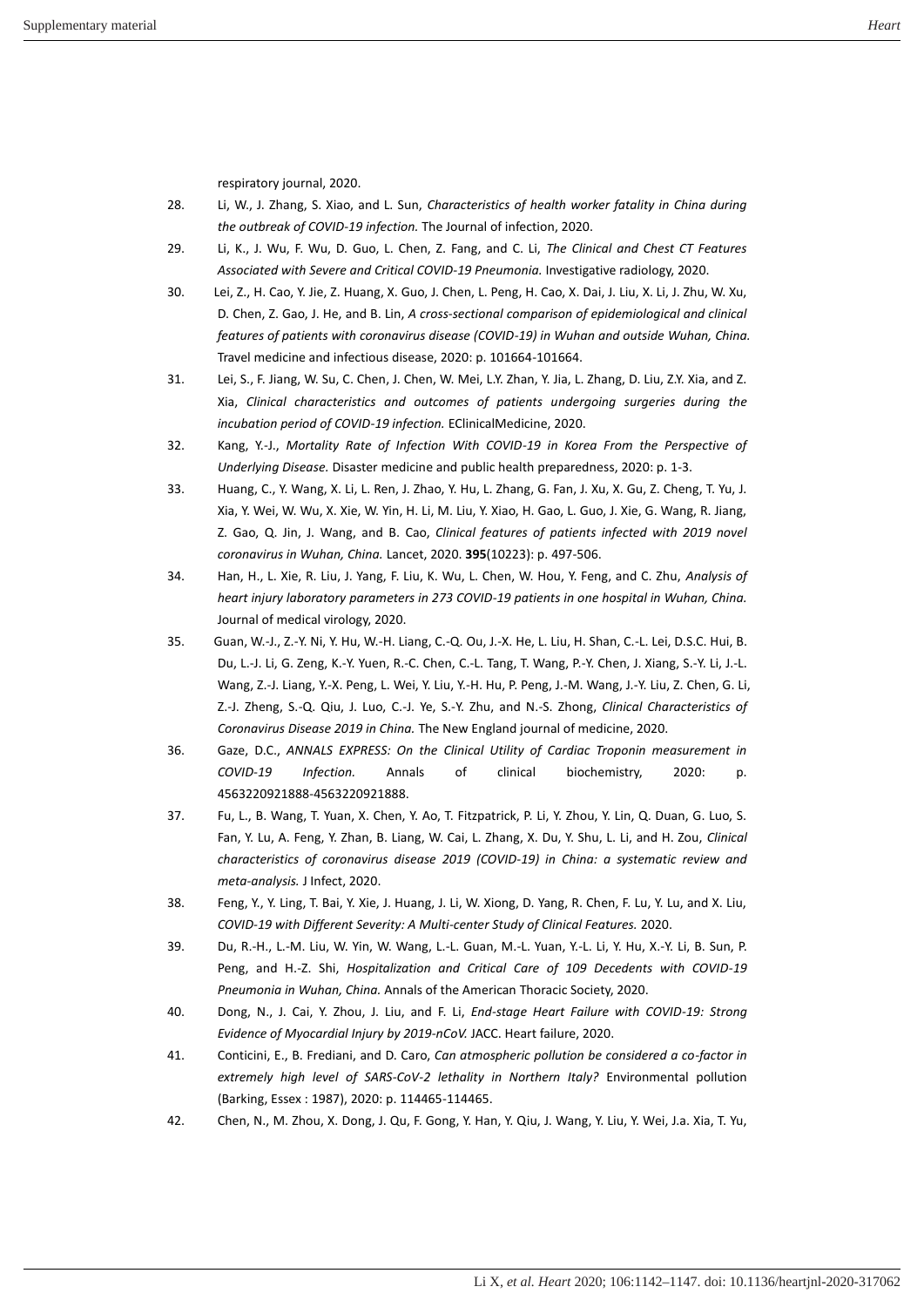respiratory journal, 2020.

28. Li, W., J. Zhang, S. Xiao, and L. Sun, *Characteristics of health worker fatality in China during the outbreak of COVID-19 infection.* The Journal of infection, 2020.

29. Li, K., J. Wu, F. Wu, D. Guo, L. Chen, Z. Fang, and C. Li, *The Clinical and Chest CT Features Associated with Severe and Critical COVID-19 Pneumonia.* Investigative radiology, 2020.

30. Lei, Z., H. Cao, Y. Jie, Z. Huang, X. Guo, J. Chen, L. Peng, H. Cao, X. Dai, J. Liu, X. Li, J. Zhu, W. Xu, D. Chen, Z. Gao, J. He, and B. Lin, *A cross-sectional comparison of epidemiological and clinical features of patients with coronavirus disease (COVID-19) in Wuhan and outside Wuhan, China.* Travel medicine and infectious disease, 2020: p. 101664-101664.

31. Lei, S., F. Jiang, W. Su, C. Chen, J. Chen, W. Mei, L.Y. Zhan, Y. Jia, L. Zhang, D. Liu, Z.Y. Xia, and Z. Xia, *Clinical characteristics and outcomes of patients undergoing surgeries during the incubation period of COVID-19 infection.* EClinicalMedicine, 2020.

32. Kang, Y.-J., *Mortality Rate of Infection With COVID-19 in Korea From the Perspective of Underlying Disease.* Disaster medicine and public health preparedness, 2020: p. 1-3.

33. Huang, C., Y. Wang, X. Li, L. Ren, J. Zhao, Y. Hu, L. Zhang, G. Fan, J. Xu, X. Gu, Z. Cheng, T. Yu, J. Xia, Y. Wei, W. Wu, X. Xie, W. Yin, H. Li, M. Liu, Y. Xiao, H. Gao, L. Guo, J. Xie, G. Wang, R. Jiang, Z. Gao, Q. Jin, J. Wang, and B. Cao, *Clinical features of patients infected with 2019 novel coronavirus in Wuhan, China.* Lancet, 2020. **395**(10223): p. 497-506.

34. Han, H., L. Xie, R. Liu, J. Yang, F. Liu, K. Wu, L. Chen, W. Hou, Y. Feng, and C. Zhu, *Analysis of heart injury laboratory parameters in 273 COVID-19 patients in one hospital in Wuhan, China.* Journal of medical virology, 2020.

35. Guan, W.-J., Z.-Y. Ni, Y. Hu, W.-H. Liang, C.-Q. Ou, J.-X. He, L. Liu, H. Shan, C.-L. Lei, D.S.C. Hui, B. Du, L.-J. Li, G. Zeng, K.-Y. Yuen, R.-C. Chen, C.-L. Tang, T. Wang, P.-Y. Chen, J. Xiang, S.-Y. Li, J.-L. Wang, Z.-J. Liang, Y.-X. Peng, L. Wei, Y. Liu, Y.-H. Hu, P. Peng, J.-M. Wang, J.-Y. Liu, Z. Chen, G. Li, Z.-J. Zheng, S.-Q. Qiu, J. Luo, C.-J. Ye, S.-Y. Zhu, and N.-S. Zhong, *Clinical Characteristics of Coronavirus Disease 2019 in China.* The New England journal of medicine, 2020.

36. Gaze, D.C., *ANNALS EXPRESS: On the Clinical Utility of Cardiac Troponin measurement in COVID-19 Infection.* Annals of clinical biochemistry, 2020: p. 4563220921888-4563220921888.

37. Fu, L., B. Wang, T. Yuan, X. Chen, Y. Ao, T. Fitzpatrick, P. Li, Y. Zhou, Y. Lin, Q. Duan, G. Luo, S. Fan, Y. Lu, A. Feng, Y. Zhan, B. Liang, W. Cai, L. Zhang, X. Du, Y. Shu, L. Li, and H. Zou, *Clinical characteristics of coronavirus disease 2019 (COVID-19) in China: a systematic review and meta-analysis.* J Infect, 2020.

38. Feng, Y., Y. Ling, T. Bai, Y. Xie, J. Huang, J. Li, W. Xiong, D. Yang, R. Chen, F. Lu, Y. Lu, and X. Liu, *COVID-19 with Different Severity: A Multi-center Study of Clinical Features.* 2020.

39. Du, R.-H., L.-M. Liu, W. Yin, W. Wang, L.-L. Guan, M.-L. Yuan, Y.-L. Li, Y. Hu, X.-Y. Li, B. Sun, P. Peng, and H.-Z. Shi, *Hospitalization and Critical Care of 109 Decedents with COVID-19 Pneumonia in Wuhan, China.* Annals of the American Thoracic Society, 2020.

40. Dong, N., J. Cai, Y. Zhou, J. Liu, and F. Li, *End-stage Heart Failure with COVID-19: Strong Evidence of Myocardial Injury by 2019-nCoV.* JACC. Heart failure, 2020.

41. Conticini, E., B. Frediani, and D. Caro, *Can atmospheric pollution be considered a co-factor in extremely high level of SARS-CoV-2 lethality in Northern Italy?* Environmental pollution (Barking, Essex : 1987), 2020: p. 114465-114465.

42. Chen, N., M. Zhou, X. Dong, J. Qu, F. Gong, Y. Han, Y. Qiu, J. Wang, Y. Liu, Y. Wei, J.a. Xia, T. Yu,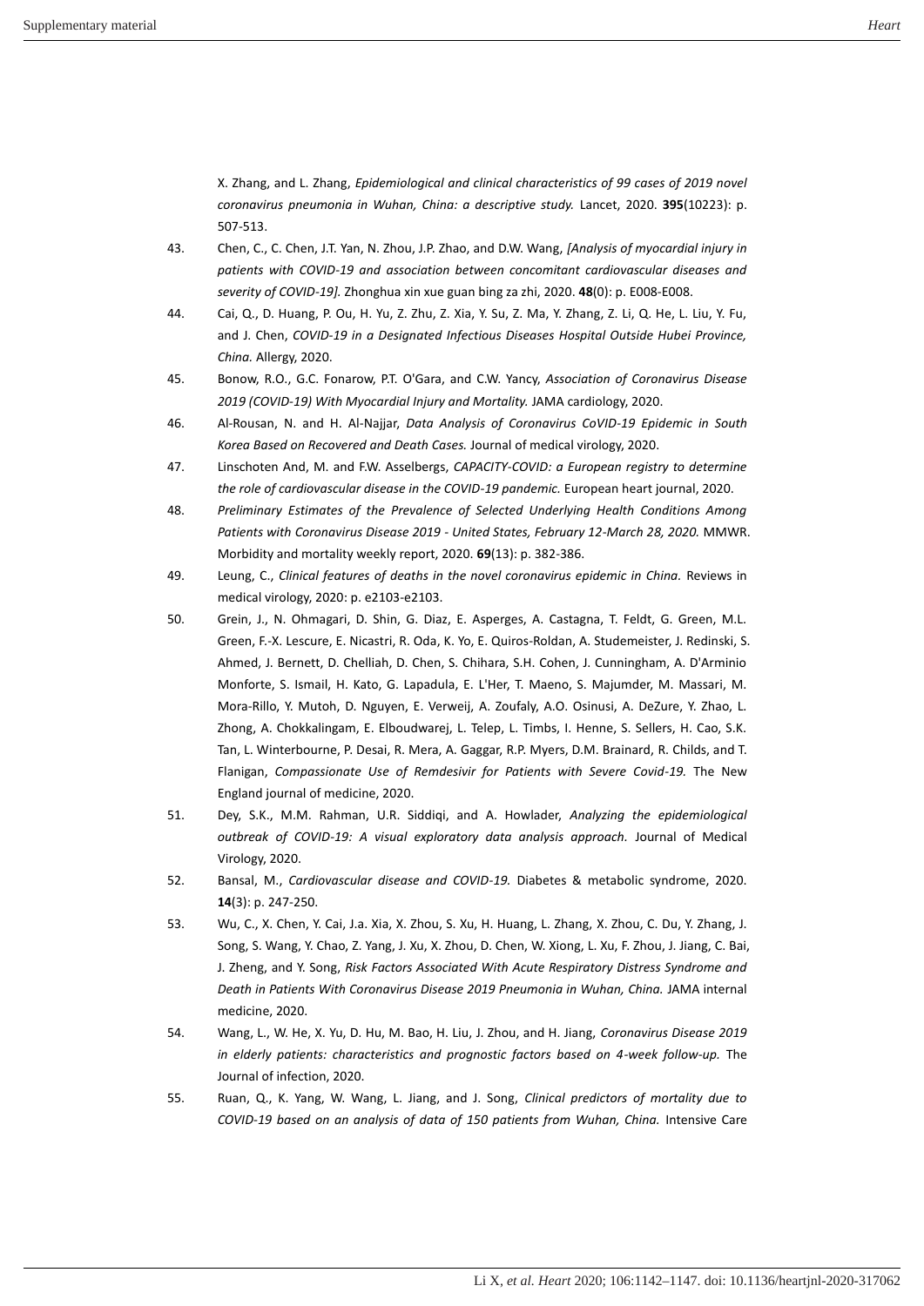X. Zhang, and L. Zhang, *Epidemiological and clinical characteristics of 99 cases of 2019 novel coronavirus pneumonia in Wuhan, China: a descriptive study.* Lancet, 2020. **395**(10223): p. 507-513.

43. Chen, C., C. Chen, J.T. Yan, N. Zhou, J.P. Zhao, and D.W. Wang, *[Analysis of myocardial injury in patients with COVID-19 and association between concomitant cardiovascular diseases and severity of COVID-19].* Zhonghua xin xue guan bing za zhi, 2020. **48**(0): p. E008-E008.
44. Cai, Q., D. Huang, P. Ou, H. Yu, Z. Zhu, Z. Xia, Y. Su, Z. Ma, Y. Zhang, Z. Li, Q. He, L. Liu, Y. Fu, and J. Chen, *COVID-19 in a Designated Infectious Diseases Hospital Outside Hubei Province, China.* Allergy, 2020.
45. Bonow, R.O., G.C. Fonarow, P.T. O'Gara, and C.W. Yancy, *Association of Coronavirus Disease 2019 (COVID-19) With Myocardial Injury and Mortality.* JAMA cardiology, 2020.
46. Al-Rousan, N. and H. Al-Najjar, *Data Analysis of Coronavirus CoVID-19 Epidemic in South Korea Based on Recovered and Death Cases.* Journal of medical virology, 2020.
47. Linschoten And, M. and F.W. Asselbergs, *CAPACITY-COVID: a European registry to determine the role of cardiovascular disease in the COVID-19 pandemic.* European heart journal, 2020.
48. *Preliminary Estimates of the Prevalence of Selected Underlying Health Conditions Among Patients with Coronavirus Disease 2019 - United States, February 12-March 28, 2020.* MMWR. Morbidity and mortality weekly report, 2020. **69**(13): p. 382-386.
49. Leung, C., *Clinical features of deaths in the novel coronavirus epidemic in China.* Reviews in medical virology, 2020: p. e2103-e2103.
50. Grein, J., N. Ohmagari, D. Shin, G. Diaz, E. Asperges, A. Castagna, T. Feldt, G. Green, M.L. Green, F.-X. Lescure, E. Nicastri, R. Oda, K. Yo, E. Quiros-Roldan, A. Studemeister, J. Redinski, S. Ahmed, J. Bernett, D. Chelliah, D. Chen, S. Chihara, S.H. Cohen, J. Cunningham, A. D'Arminio Monforte, S. Ismail, H. Kato, G. Lapadula, E. L'Her, T. Maeno, S. Majumder, M. Massari, M. Mora-Rillo, Y. Mutoh, D. Nguyen, E. Verweij, A. Zoufaly, A.O. Osinusi, A. DeZure, Y. Zhao, L. Zhong, A. Chokkalingam, E. Elboudwarej, L. Telep, L. Timbs, I. Henne, S. Sellers, H. Cao, S.K. Tan, L. Winterbourne, P. Desai, R. Mera, A. Gaggar, R.P. Myers, D.M. Brainard, R. Childs, and T. Flanigan, *Compassionate Use of Remdesivir for Patients with Severe Covid-19.* The New England journal of medicine, 2020.
51. Dey, S.K., M.M. Rahman, U.R. Siddiqi, and A. Howlader, *Analyzing the epidemiological outbreak of COVID-19: A visual exploratory data analysis approach.* Journal of Medical Virology, 2020.
52. Bansal, M., *Cardiovascular disease and COVID-19.* Diabetes & metabolic syndrome, 2020. **14**(3): p. 247-250.
53. Wu, C., X. Chen, Y. Cai, J.a. Xia, X. Zhou, S. Xu, H. Huang, L. Zhang, X. Zhou, C. Du, Y. Zhang, J. Song, S. Wang, Y. Chao, Z. Yang, J. Xu, X. Zhou, D. Chen, W. Xiong, L. Xu, F. Zhou, J. Jiang, C. Bai, J. Zheng, and Y. Song, *Risk Factors Associated With Acute Respiratory Distress Syndrome and Death in Patients With Coronavirus Disease 2019 Pneumonia in Wuhan, China.* JAMA internal medicine, 2020.
54. Wang, L., W. He, X. Yu, D. Hu, M. Bao, H. Liu, J. Zhou, and H. Jiang, *Coronavirus Disease 2019 in elderly patients: characteristics and prognostic factors based on 4-week follow-up.* The Journal of infection, 2020.
55. Ruan, Q., K. Yang, W. Wang, L. Jiang, and J. Song, *Clinical predictors of mortality due to COVID-19 based on an analysis of data of 150 patients from Wuhan, China.* Intensive Care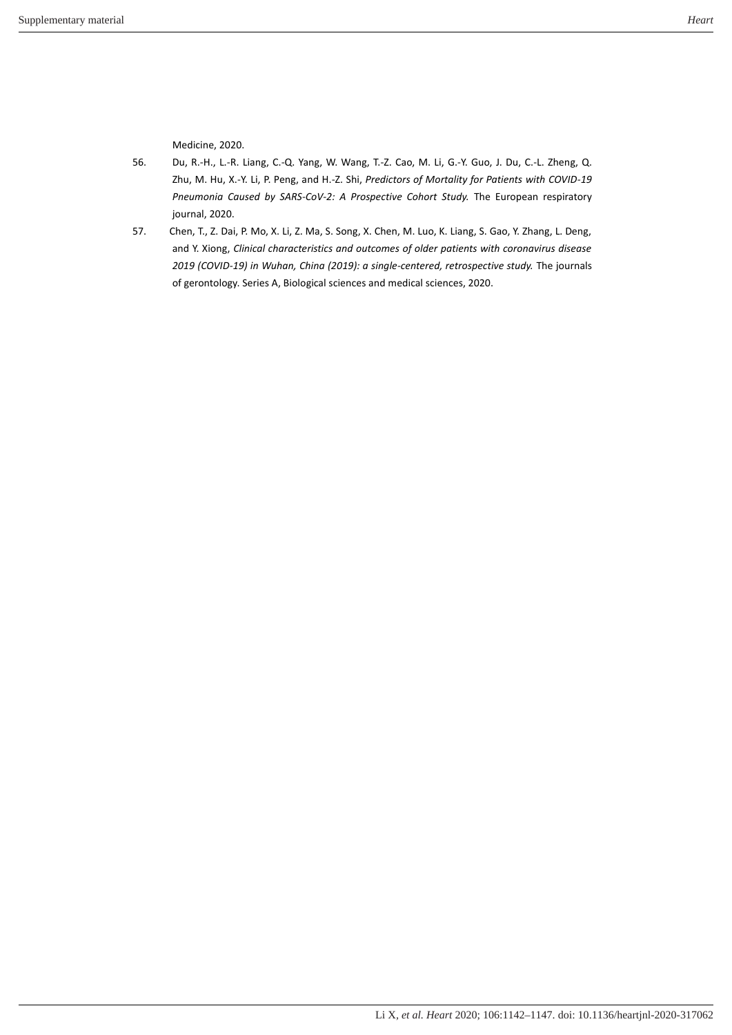Medicine, 2020.

56. Du, R.-H., L.-R. Liang, C.-Q. Yang, W. Wang, T.-Z. Cao, M. Li, G.-Y. Guo, J. Du, C.-L. Zheng, Q. Zhu, M. Hu, X.-Y. Li, P. Peng, and H.-Z. Shi, *Predictors of Mortality for Patients with COVID-19 Pneumonia Caused by SARS-CoV-2: A Prospective Cohort Study.* The European respiratory journal, 2020.

57. Chen, T., Z. Dai, P. Mo, X. Li, Z. Ma, S. Song, X. Chen, M. Luo, K. Liang, S. Gao, Y. Zhang, L. Deng, and Y. Xiong, *Clinical characteristics and outcomes of older patients with coronavirus disease 2019 (COVID-19) in Wuhan, China (2019): a single-centered, retrospective study.* The journals of gerontology. Series A, Biological sciences and medical sciences, 2020.